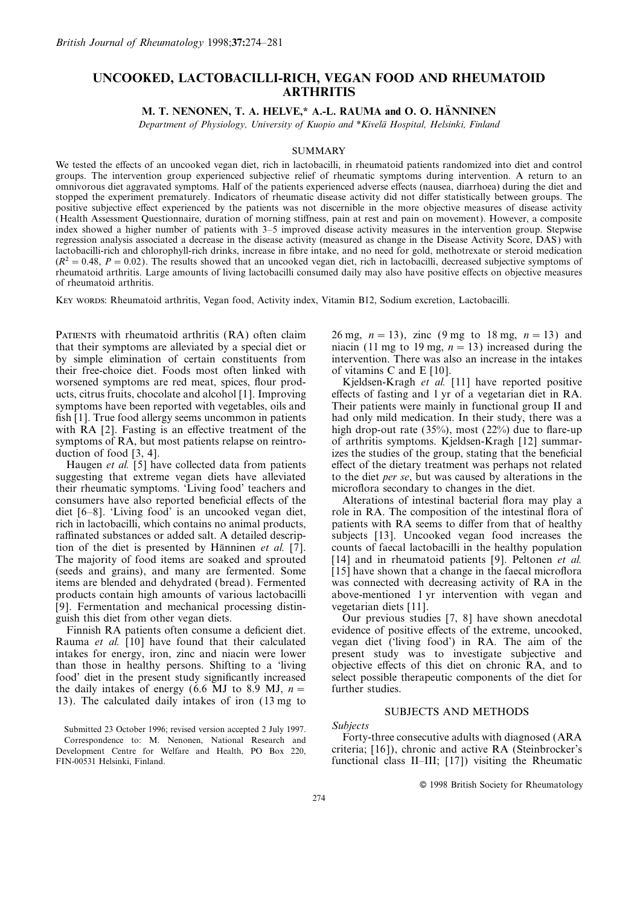# UNCOOKED, LACTOBACILLI-RICH, VEGAN FOOD AND RHEUMATOID ARTHRITIS

M. T. NENONEN, T. A. HELVE,* A.-L. RAUMA and O. O. HÄNNINEN

*Department of Physiology, University of Kuopio and \*Kivelä Hospital, Helsinki, Finland*

## SUMMARY

We tested the effects of an uncooked vegan diet, rich in lactobacilli, in rheumatoid patients randomized into diet and control groups. The intervention group experienced subjective relief of rheumatic symptoms during intervention. A return to an omnivorous diet aggravated symptoms. Half of the patients experienced adverse effects (nausea, diarrhoea) during the diet and stopped the experiment prematurely. Indicators of rheumatic disease activity did not differ statistically between groups. The positive subjective effect experienced by the patients was not discernible in the more objective measures of disease activity (Health Assessment Questionnaire, duration of morning stiffness, pain at rest and pain on movement). However, a composite index showed a higher number of patients with 3–5 improved disease activity measures in the intervention group. Stepwise regression analysis associated a decrease in the disease activity (measured as change in the Disease Activity Score, DAS) with lactobacilli-rich and chlorophyll-rich drinks, increase in fibre intake, and no need for gold, methotrexate or steroid medication ($R^2 = 0.48$, $P = 0.02$). The results showed that an uncooked vegan diet, rich in lactobacilli, decreased subjective symptoms of rheumatoid arthritis. Large amounts of living lactobacilli consumed daily may also have positive effects on objective measures of rheumatoid arthritis.

KEY WORDS: Rheumatoid arthritis, Vegan food, Activity index, Vitamin B12, Sodium excretion, Lactobacilli.

PATIENTS with rheumatoid arthritis (RA) often claim that their symptoms are alleviated by a special diet or by simple elimination of certain constituents from their free-choice diet. Foods most often linked with worsened symptoms are red meat, spices, flour products, citrus fruits, chocolate and alcohol [1]. Improving symptoms have been reported with vegetables, oils and fish [1]. True food allergy seems uncommon in patients with RA [2]. Fasting is an effective treatment of the symptoms of RA, but most patients relapse on reintroduction of food [3, 4].

Haugen *et al.* [5] have collected data from patients suggesting that extreme vegan diets have alleviated their rheumatic symptoms. 'Living food' teachers and consumers have also reported beneficial effects of the diet [6–8]. 'Living food' is an uncooked vegan diet, rich in lactobacilli, which contains no animal products, raffinated substances or added salt. A detailed description of the diet is presented by Hänninen *et al.* [7]. The majority of food items are soaked and sprouted (seeds and grains), and many are fermented. Some items are blended and dehydrated (bread). Fermented products contain high amounts of various lactobacilli [9]. Fermentation and mechanical processing distinguish this diet from other vegan diets.

Finnish RA patients often consume a deficient diet. Rauma *et al.* [10] have found that their calculated intakes for energy, iron, zinc and niacin were lower than those in healthy persons. Shifting to a 'living food' diet in the present study significantly increased the daily intakes of energy (6.6 MJ to 8.9 MJ, $n = 13$). The calculated daily intakes of iron (13 mg to 26 mg, $n = 13$), zinc (9 mg to 18 mg, $n = 13$) and niacin (11 mg to 19 mg, $n = 13$) increased during the intervention. There was also an increase in the intakes of vitamins C and E [10].

Kjeldsen-Kragh *et al.* [11] have reported positive effects of fasting and 1 yr of a vegetarian diet in RA. Their patients were mainly in functional group II and had only mild medication. In their study, there was a high drop-out rate (35%), most (22%) due to flare-up of arthritis symptoms. Kjeldsen-Kragh [12] summarizes the studies of the group, stating that the beneficial effect of the dietary treatment was perhaps not related to the diet *per se*, but was caused by alterations in the microflora secondary to changes in the diet.

Alterations of intestinal bacterial flora may play a role in RA. The composition of the intestinal flora of patients with RA seems to differ from that of healthy subjects [13]. Uncooked vegan food increases the counts of faecal lactobacilli in the healthy population [14] and in rheumatoid patients [9]. Peltonen *et al.* [15] have shown that a change in the faecal microflora was connected with decreasing activity of RA in the above-mentioned 1 yr intervention with vegan and vegetarian diets [11].

Our previous studies [7, 8] have shown anecdotal evidence of positive effects of the extreme, uncooked, vegan diet ('living food') in RA. The aim of the present study was to investigate subjective and objective effects of this diet on chronic RA, and to select possible therapeutic components of the diet for further studies.

## SUBJECTS AND METHODS

### *Subjects*

Forty-three consecutive adults with diagnosed (ARA criteria; [16]), chronic and active RA (Steinbrocker's functional class II–III; [17]) visiting the Rheumatic

Submitted 23 October 1996; revised version accepted 2 July 1997.

Correspondence to: M. Nenonen, National Research and Development Centre for Welfare and Health, PO Box 220, FIN-00531 Helsinki, Finland.

© 1998 British Society for Rheumatology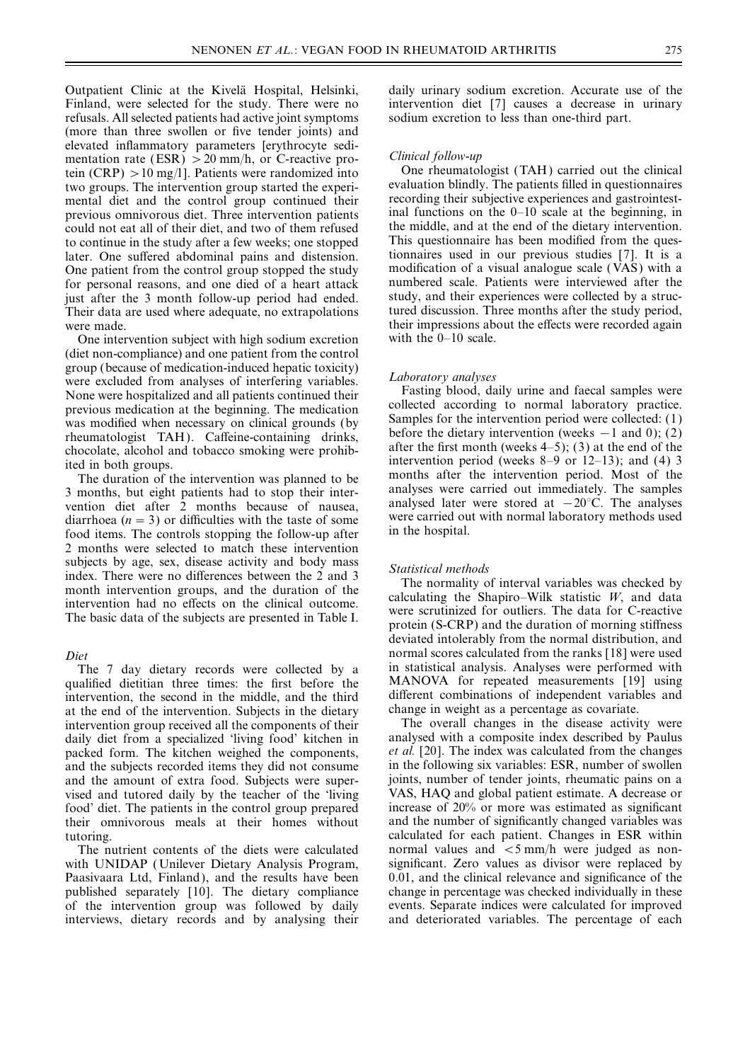Outpatient Clinic at the Kivelä Hospital, Helsinki, Finland, were selected for the study. There were no refusals. All selected patients had active joint symptoms (more than three swollen or five tender joints) and elevated inflammatory parameters [erythrocyte sedimentation rate (ESR) $>20$ mm/h, or C-reactive protein (CRP) $>10$ mg/l]. Patients were randomized into two groups. The intervention group started the experimental diet and the control group continued their previous omnivorous diet. Three intervention patients could not eat all of their diet, and two of them refused to continue in the study after a few weeks; one stopped later. One suffered abdominal pains and distension. One patient from the control group stopped the study for personal reasons, and one died of a heart attack just after the 3 month follow-up period had ended. Their data are used where adequate, no extrapolations were made.

One intervention subject with high sodium excretion (diet non-compliance) and one patient from the control group (because of medication-induced hepatic toxicity) were excluded from analyses of interfering variables. None were hospitalized and all patients continued their previous medication at the beginning. The medication was modified when necessary on clinical grounds (by rheumatologist TAH). Caffeine-containing drinks, chocolate, alcohol and tobacco smoking were prohibited in both groups.

The duration of the intervention was planned to be 3 months, but eight patients had to stop their intervention diet after 2 months because of nausea, diarrhoea ($n = 3$) or difficulties with the taste of some food items. The controls stopping the follow-up after 2 months were selected to match these intervention subjects by age, sex, disease activity and body mass index. There were no differences between the 2 and 3 month intervention groups, and the duration of the intervention had no effects on the clinical outcome. The basic data of the subjects are presented in Table I.

### *Diet*

The 7 day dietary records were collected by a qualified dietitian three times: the first before the intervention, the second in the middle, and the third at the end of the intervention. Subjects in the dietary intervention group received all the components of their daily diet from a specialized 'living food' kitchen in packed form. The kitchen weighed the components, and the subjects recorded items they did not consume and the amount of extra food. Subjects were supervised and tutored daily by the teacher of the 'living food' diet. The patients in the control group prepared their omnivorous meals at their homes without tutoring.

The nutrient contents of the diets were calculated with UNIDAP (Unilever Dietary Analysis Program, Paasivaara Ltd, Finland), and the results have been published separately [10]. The dietary compliance of the intervention group was followed by daily interviews, dietary records and by analysing their daily urinary sodium excretion. Accurate use of the intervention diet [7] causes a decrease in urinary sodium excretion to less than one-third part.

### *Clinical follow-up*

One rheumatologist (TAH) carried out the clinical evaluation blindly. The patients filled in questionnaires recording their subjective experiences and gastrointestinal functions on the 0–10 scale at the beginning, in the middle, and at the end of the dietary intervention. This questionnaire has been modified from the questionnaires used in our previous studies [7]. It is a modification of a visual analogue scale (VAS) with a numbered scale. Patients were interviewed after the study, and their experiences were collected by a structured discussion. Three months after the study period, their impressions about the effects were recorded again with the 0–10 scale.

### *Laboratory analyses*

Fasting blood, daily urine and faecal samples were collected according to normal laboratory practice. Samples for the intervention period were collected: (1) before the dietary intervention (weeks $-1$ and 0); (2) after the first month (weeks 4–5); (3) at the end of the intervention period (weeks 8–9 or 12–13); and (4) 3 months after the intervention period. Most of the analyses were carried out immediately. The samples analysed later were stored at $-20^{\circ}$C. The analyses were carried out with normal laboratory methods used in the hospital.

### *Statistical methods*

The normality of interval variables was checked by calculating the Shapiro–Wilk statistic $W$, and data were scrutinized for outliers. The data for C-reactive protein (S-CRP) and the duration of morning stiffness deviated intolerably from the normal distribution, and normal scores calculated from the ranks [18] were used in statistical analysis. Analyses were performed with MANOVA for repeated measurements [19] using different combinations of independent variables and change in weight as a percentage as covariate.

The overall changes in the disease activity were analysed with a composite index described by Paulus *et al.* [20]. The index was calculated from the changes in the following six variables: ESR, number of swollen joints, number of tender joints, rheumatic pains on a VAS, HAQ and global patient estimate. A decrease or increase of 20% or more was estimated as significant and the number of significantly changed variables was calculated for each patient. Changes in ESR within normal values and $<5$ mm/h were judged as non-significant. Zero values as divisor were replaced by 0.01, and the clinical relevance and significance of the change in percentage was checked individually in these events. Separate indices were calculated for improved and deteriorated variables. The percentage of each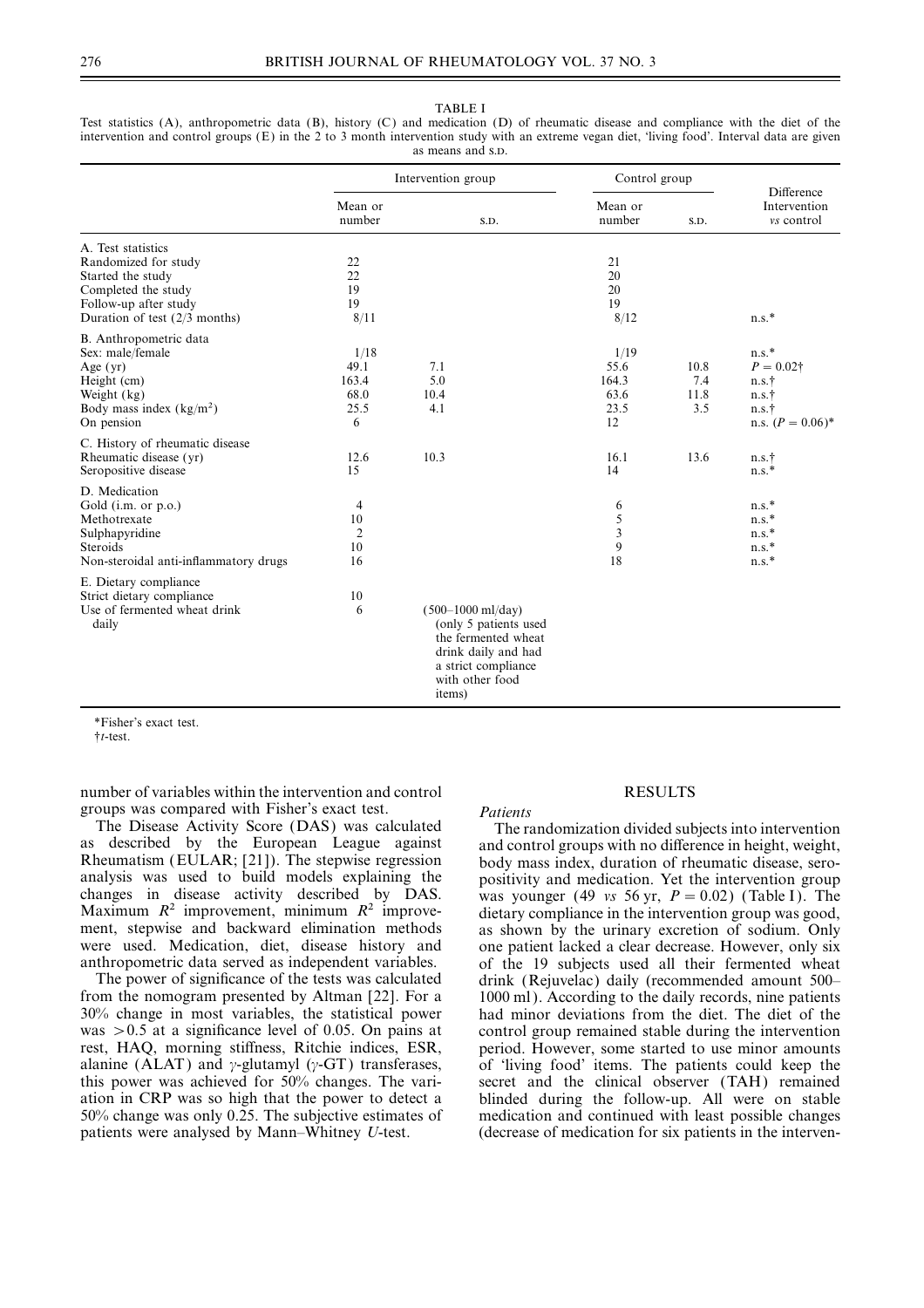TABLE I

Test statistics (A), anthropometric data (B), history (C) and medication (D) of rheumatic disease and compliance with the diet of the intervention and control groups (E) in the 2 to 3 month intervention study with an extreme vegan diet, 'living food'. Interval data are given as means and S.D.

| | Intervention group | | Control group | | Difference Intervention *vs* control |
|---|---|---|---|---|---|
| | Mean or number | S.D. | Mean or number | S.D. | |
| A. Test statistics | | | | | |
| Randomized for study | 22 | | 21 | | |
| Started the study | 22 | | 20 | | |
| Completed the study | 19 | | 20 | | |
| Follow-up after study | 19 | | 19 | | |
| Duration of test (2/3 months) | 8/11 | | 8/12 | | n.s.* |
| B. Anthropometric data | | | | | |
| Sex: male/female | 1/18 | | 1/19 | | n.s.* |
| Age (yr) | 49.1 | 7.1 | 55.6 | 10.8 | $P = 0.02$† |
| Height (cm) | 163.4 | 5.0 | 164.3 | 7.4 | n.s.† |
| Weight (kg) | 68.0 | 10.4 | 63.6 | 11.8 | n.s.† |
| Body mass index (kg/m$^2$) | 25.5 | 4.1 | 23.5 | 3.5 | n.s.† |
| On pension | 6 | | 12 | | n.s. ($P = 0.06$)* |
| C. History of rheumatic disease | | | | | |
| Rheumatic disease (yr) | 12.6 | 10.3 | 16.1 | 13.6 | n.s.† |
| Seropositive disease | 15 | | 14 | | n.s.* |
| D. Medication | | | | | |
| Gold (i.m. or p.o.) | 4 | | 6 | | n.s.* |
| Methotrexate | 10 | | 5 | | n.s.* |
| Sulphapyridine | 2 | | 3 | | n.s.* |
| Steroids | 10 | | 9 | | n.s.* |
| Non-steroidal anti-inflammatory drugs | 16 | | 18 | | n.s.* |
| E. Dietary compliance | | | | | |
| Strict dietary compliance | 10 | | | | |
| Use of fermented wheat drink daily | 6 | (500–1000 ml/day) (only 5 patients used the fermented wheat drink daily and had a strict compliance with other food items) | | | |

*Fisher's exact test.

†*t*-test.

number of variables within the intervention and control groups was compared with Fisher's exact test.

The Disease Activity Score (DAS) was calculated as described by the European League against Rheumatism (EULAR; [21]). The stepwise regression analysis was used to build models explaining the changes in disease activity described by DAS. Maximum $R^2$ improvement, minimum $R^2$ improvement, stepwise and backward elimination methods were used. Medication, diet, disease history and anthropometric data served as independent variables.

The power of significance of the tests was calculated from the nomogram presented by Altman [22]. For a 30% change in most variables, the statistical power was $>0.5$ at a significance level of 0.05. On pains at rest, HAQ, morning stiffness, Ritchie indices, ESR, alanine (ALAT) and $\gamma$-glutamyl ($\gamma$-GT) transferases, this power was achieved for 50% changes. The variation in CRP was so high that the power to detect a 50% change was only 0.25. The subjective estimates of patients were analysed by Mann–Whitney *U*-test.

## RESULTS

### *Patients*

The randomization divided subjects into intervention and control groups with no difference in height, weight, body mass index, duration of rheumatic disease, seropositivity and medication. Yet the intervention group was younger (49 *vs* 56 yr, $P = 0.02$) (Table I). The dietary compliance in the intervention group was good, as shown by the urinary excretion of sodium. Only one patient lacked a clear decrease. However, only six of the 19 subjects used all their fermented wheat drink (Rejuvelac) daily (recommended amount 500–1000 ml). According to the daily records, nine patients had minor deviations from the diet. The diet of the control group remained stable during the intervention period. However, some started to use minor amounts of 'living food' items. The patients could keep the secret and the clinical observer (TAH) remained blinded during the follow-up. All were on stable medication and continued with least possible changes (decrease of medication for six patients in the interven-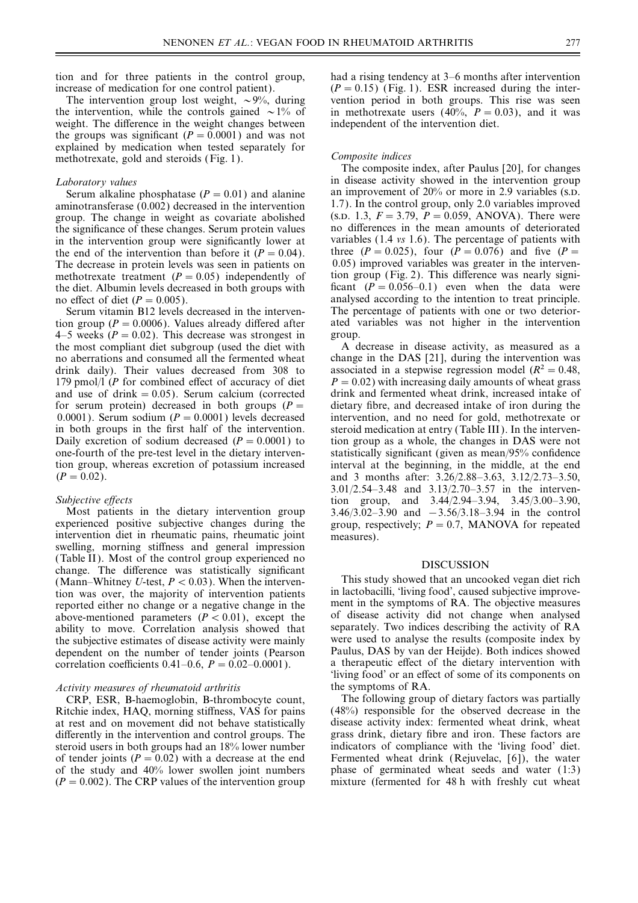tion and for three patients in the control group, increase of medication for one control patient).

The intervention group lost weight, ~9%, during the intervention, while the controls gained ~1% of weight. The difference in the weight changes between the groups was significant ($P = 0.0001$) and was not explained by medication when tested separately for methotrexate, gold and steroids (Fig. 1).

### *Laboratory values*

Serum alkaline phosphatase ($P = 0.01$) and alanine aminotransferase (0.002) decreased in the intervention group. The change in weight as covariate abolished the significance of these changes. Serum protein values in the intervention group were significantly lower at the end of the intervention than before it ($P = 0.04$). The decrease in protein levels was seen in patients on methotrexate treatment ($P = 0.05$) independently of the diet. Albumin levels decreased in both groups with no effect of diet ($P = 0.005$).

Serum vitamin B12 levels decreased in the intervention group ($P = 0.0006$). Values already differed after 4–5 weeks ($P = 0.02$). This decrease was strongest in the most compliant diet subgroup (used the diet with no aberrations and consumed all the fermented wheat drink daily). Their values decreased from 308 to 179 pmol/l ($P$ for combined effect of accuracy of diet and use of drink $= 0.05$). Serum calcium (corrected for serum protein) decreased in both groups ($P = 0.0001$). Serum sodium ($P = 0.0001$) levels decreased in both groups in the first half of the intervention. Daily excretion of sodium decreased ($P = 0.0001$) to one-fourth of the pre-test level in the dietary intervention group, whereas excretion of potassium increased ($P = 0.02$).

### *Subjective effects*

Most patients in the dietary intervention group experienced positive subjective changes during the intervention diet in rheumatic pains, rheumatic joint swelling, morning stiffness and general impression (Table II). Most of the control group experienced no change. The difference was statistically significant (Mann–Whitney $U$-test, $P < 0.03$). When the intervention was over, the majority of intervention patients reported either no change or a negative change in the above-mentioned parameters ($P < 0.01$), except the ability to move. Correlation analysis showed that the subjective estimates of disease activity were mainly dependent on the number of tender joints (Pearson correlation coefficients 0.41–0.6, $P = 0.02$–$0.0001$).

### *Activity measures of rheumatoid arthritis*

CRP, ESR, B-haemoglobin, B-thrombocyte count, Ritchie index, HAQ, morning stiffness, VAS for pains at rest and on movement did not behave statistically differently in the intervention and control groups. The steroid users in both groups had an 18% lower number of tender joints ($P = 0.02$) with a decrease at the end of the study and 40% lower swollen joint numbers ($P = 0.002$). The CRP values of the intervention group had a rising tendency at 3–6 months after intervention ($P = 0.15$) (Fig. 1). ESR increased during the intervention period in both groups. This rise was seen in methotrexate users (40%, $P = 0.03$), and it was independent of the intervention diet.

### *Composite indices*

The composite index, after Paulus [20], for changes in disease activity showed in the intervention group an improvement of 20% or more in 2.9 variables (S.D. 1.7). In the control group, only 2.0 variables improved (S.D. 1.3, $F = 3.79$, $P = 0.059$, ANOVA). There were no differences in the mean amounts of deteriorated variables (1.4 *vs* 1.6). The percentage of patients with three ($P = 0.025$), four ($P = 0.076$) and five ($P = 0.05$) improved variables was greater in the intervention group (Fig. 2). This difference was nearly significant ($P = 0.056$–$0.1$) even when the data were analysed according to the intention to treat principle. The percentage of patients with one or two deteriorated variables was not higher in the intervention group.

A decrease in disease activity, as measured as a change in the DAS [21], during the intervention was associated in a stepwise regression model ($R^2 = 0.48$, $P = 0.02$) with increasing daily amounts of wheat grass drink and fermented wheat drink, increased intake of dietary fibre, and decreased intake of iron during the intervention, and no need for gold, methotrexate or steroid medication at entry (Table III). In the intervention group as a whole, the changes in DAS were not statistically significant (given as mean/95% confidence interval at the beginning, in the middle, at the end and 3 months after: 3.26/2.88–3.63, 3.12/2.73–3.50, 3.01/2.54–3.48 and 3.13/2.70–3.57 in the intervention group, and 3.44/2.94–3.94, 3.45/3.00–3.90, 3.46/3.02–3.90 and −3.56/3.18–3.94 in the control group, respectively; $P = 0.7$, MANOVA for repeated measures).

## DISCUSSION

This study showed that an uncooked vegan diet rich in lactobacilli, 'living food', caused subjective improvement in the symptoms of RA. The objective measures of disease activity did not change when analysed separately. Two indices describing the activity of RA were used to analyse the results (composite index by Paulus, DAS by van der Heijde). Both indices showed a therapeutic effect of the dietary intervention with 'living food' or an effect of some of its components on the symptoms of RA.

The following group of dietary factors was partially (48%) responsible for the observed decrease in the disease activity index: fermented wheat drink, wheat grass drink, dietary fibre and iron. These factors are indicators of compliance with the 'living food' diet. Fermented wheat drink (Rejuvelac, [6]), the water phase of germinated wheat seeds and water (1:3) mixture (fermented for 48 h with freshly cut wheat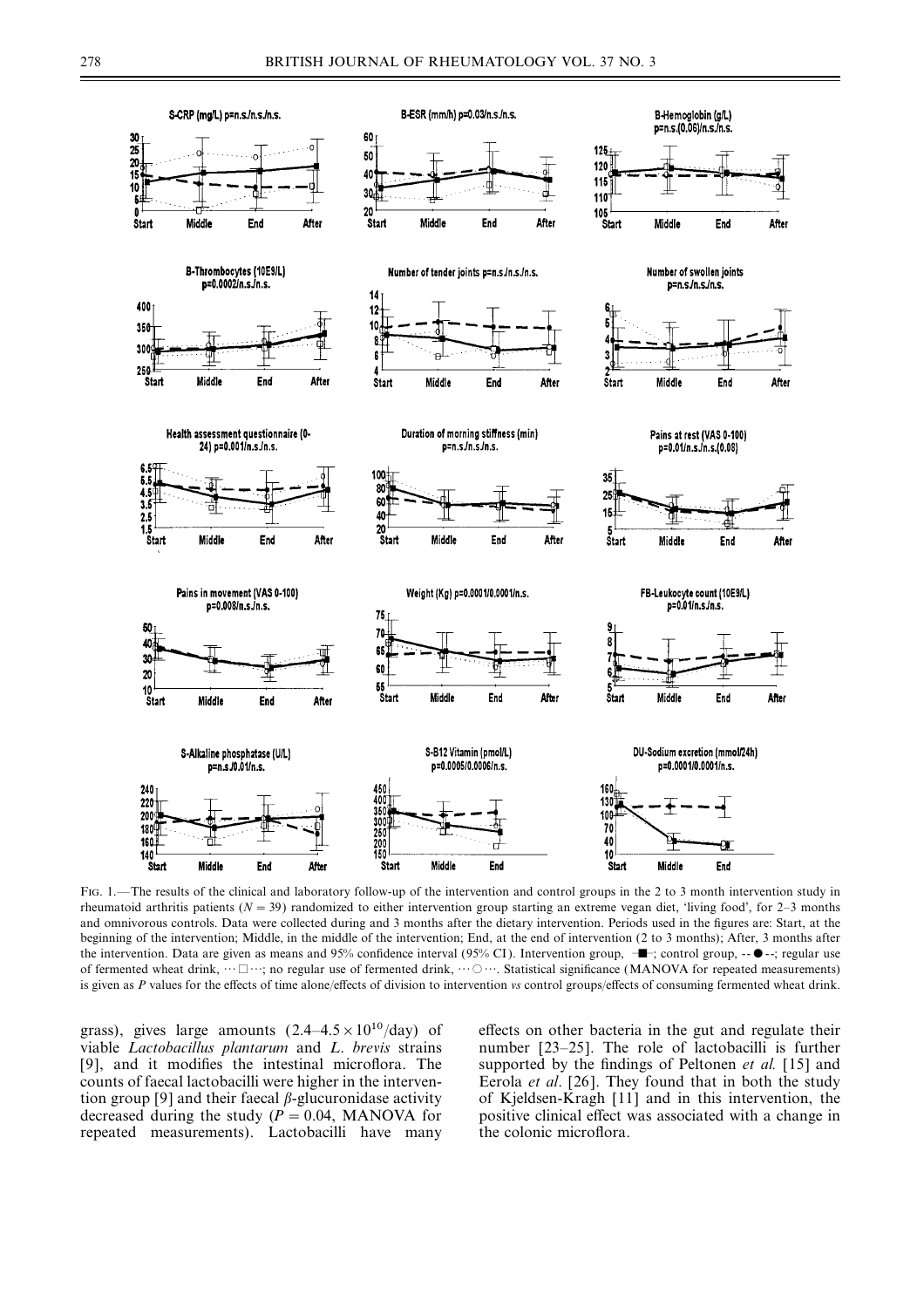Fig. 1.—The results of the clinical and laboratory follow-up of the intervention and control groups in the 2 to 3 month intervention study in rheumatoid arthritis patients ($N = 39$) randomized to either intervention group starting an extreme vegan diet, 'living food', for 2–3 months and omnivorous controls. Data were collected during and 3 months after the dietary intervention. Periods used in the figures are: Start, at the beginning of the intervention; Middle, in the middle of the intervention; End, at the end of intervention (2 to 3 months); After, 3 months after the intervention. Data are given as means and 95% confidence interval (95% CI). Intervention group, –■–; control group, --●--; regular use of fermented wheat drink, ···□···; no regular use of fermented drink, ···○···. Statistical significance (MANOVA for repeated measurements) is given as *P* values for the effects of time alone/effects of division to intervention *vs* control groups/effects of consuming fermented wheat drink.

grass), gives large amounts ($2.4–4.5 \times 10^{10}$/day) of viable *Lactobacillus plantarum* and *L. brevis* strains [9], and it modifies the intestinal microflora. The counts of faecal lactobacilli were higher in the intervention group [9] and their faecal $\beta$-glucuronidase activity decreased during the study ($P = 0.04$, MANOVA for repeated measurements). Lactobacilli have many effects on other bacteria in the gut and regulate their number [23–25]. The role of lactobacilli is further supported by the findings of Peltonen *et al.* [15] and Eerola *et al.* [26]. They found that in both the study of Kjeldsen-Kragh [11] and in this intervention, the positive clinical effect was associated with a change in the colonic microflora.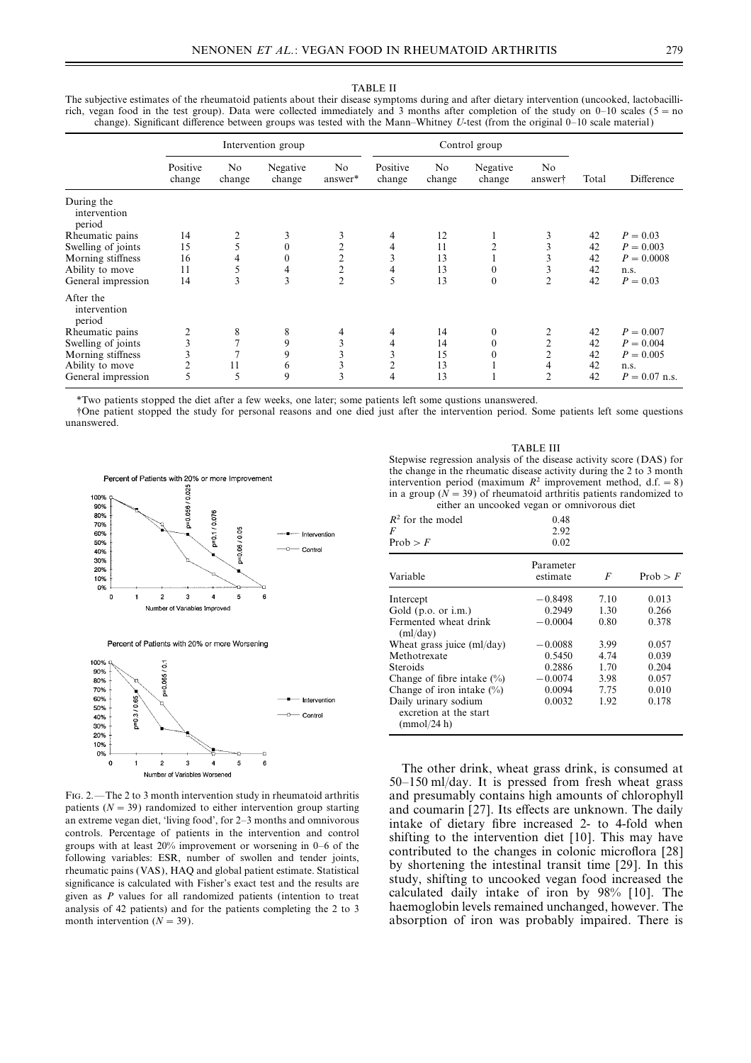TABLE II

The subjective estimates of the rheumatoid patients about their disease symptoms during and after dietary intervention (uncooked, lactobacilli-rich, vegan food in the test group). Data were collected immediately and 3 months after completion of the study on 0–10 scales (5 = no change). Significant difference between groups was tested with the Mann–Whitney *U*-test (from the original 0–10 scale material)

| | Intervention group | | | | Control group | | | | | |
|---|---|---|---|---|---|---|---|---|---|---|
| | Positive change | No change | Negative change | No answer* | Positive change | No change | Negative change | No answer† | Total | Difference |
| During the intervention period | | | | | | | | | | |
| Rheumatic pains | 14 | 2 | 3 | 3 | 4 | 12 | 1 | 3 | 42 | $P = 0.03$ |
| Swelling of joints | 15 | 5 | 0 | 2 | 4 | 11 | 2 | 3 | 42 | $P = 0.003$ |
| Morning stiffness | 16 | 4 | 0 | 2 | 3 | 13 | 1 | 3 | 42 | $P = 0.0008$ |
| Ability to move | 11 | 5 | 4 | 2 | 4 | 13 | 0 | 3 | 42 | n.s. |
| General impression | 14 | 3 | 3 | 2 | 5 | 13 | 0 | 2 | 42 | $P = 0.03$ |
| After the intervention period | | | | | | | | | | |
| Rheumatic pains | 2 | 8 | 8 | 4 | 4 | 14 | 0 | 2 | 42 | $P = 0.007$ |
| Swelling of joints | 3 | 7 | 9 | 3 | 4 | 14 | 0 | 2 | 42 | $P = 0.004$ |
| Morning stiffness | 3 | 7 | 9 | 3 | 3 | 15 | 0 | 2 | 42 | $P = 0.005$ |
| Ability to move | 2 | 11 | 6 | 3 | 2 | 13 | 1 | 4 | 42 | n.s. |
| General impression | 5 | 5 | 9 | 3 | 4 | 13 | 1 | 2 | 42 | $P = 0.07$ n.s. |

*Two patients stopped the diet after a few weeks, one later; some patients left some qustions unanswered.

†One patient stopped the study for personal reasons and one died just after the intervention period. Some patients left some questions unanswered.

FIG. 2.—The 2 to 3 month intervention study in rheumatoid arthritis patients ($N = 39$) randomized to either intervention group starting an extreme vegan diet, 'living food', for 2–3 months and omnivorous controls. Percentage of patients in the intervention and control groups with at least 20% improvement or worsening in 0–6 of the following variables: ESR, number of swollen and tender joints, rheumatic pains (VAS), HAQ and global patient estimate. Statistical significance is calculated with Fisher's exact test and the results are given as *P* values for all randomized patients (intention to treat analysis of 42 patients) and for the patients completing the 2 to 3 month intervention ($N = 39$).

TABLE III

Stepwise regression analysis of the disease activity score (DAS) for the change in the rheumatic disease activity during the 2 to 3 month intervention period (maximum $R^2$ improvement method, d.f. = 8) in a group ($N = 39$) of rheumatoid arthritis patients randomized to either an uncooked vegan or omnivorous diet

| | | |
|---|---|---|
| $R^2$ for the model | 0.48 | |
| $F$ | 2.92 | |
| Prob > $F$ | 0.02 | |

| Variable | Parameter estimate | $F$ | Prob > $F$ |
|---|---|---|---|
| Intercept | −0.8498 | 7.10 | 0.013 |
| Gold (p.o. or i.m.) | 0.2949 | 1.30 | 0.266 |
| Fermented wheat drink (ml/day) | −0.0004 | 0.80 | 0.378 |
| Wheat grass juice (ml/day) | −0.0088 | 3.99 | 0.057 |
| Methotrexate | 0.5450 | 4.74 | 0.039 |
| Steroids | 0.2886 | 1.70 | 0.204 |
| Change of fibre intake (%) | −0.0074 | 3.98 | 0.057 |
| Change of iron intake (%) | 0.0094 | 7.75 | 0.010 |
| Daily urinary sodium excretion at the start (mmol/24 h) | 0.0032 | 1.92 | 0.178 |

The other drink, wheat grass drink, is consumed at 50–150 ml/day. It is pressed from fresh wheat grass and presumably contains high amounts of chlorophyll and coumarin [27]. Its effects are unknown. The daily intake of dietary fibre increased 2- to 4-fold when shifting to the intervention diet [10]. This may have contributed to the changes in colonic microflora [28] by shortening the intestinal transit time [29]. In this study, shifting to uncooked vegan food increased the calculated daily intake of iron by 98% [10]. The haemoglobin levels remained unchanged, however. The absorption of iron was probably impaired. There is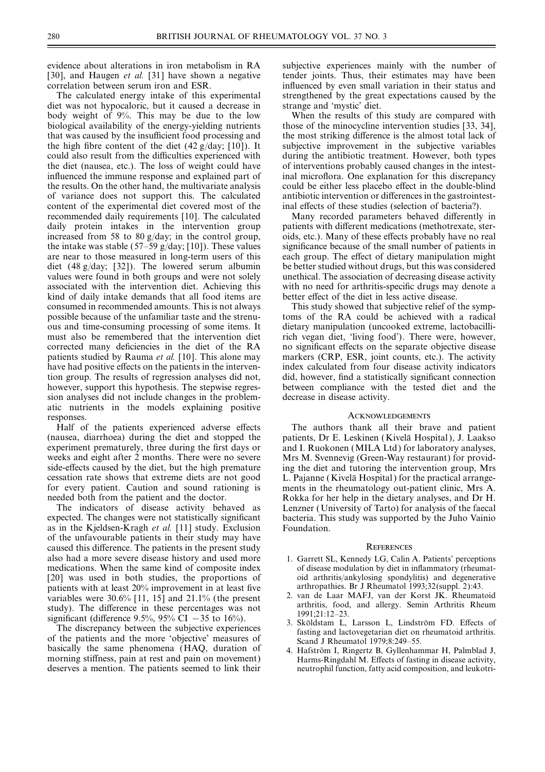evidence about alterations in iron metabolism in RA [30], and Haugen *et al.* [31] have shown a negative correlation between serum iron and ESR.

The calculated energy intake of this experimental diet was not hypocaloric, but it caused a decrease in body weight of 9%. This may be due to the low biological availability of the energy-yielding nutrients that was caused by the insufficient food processing and the high fibre content of the diet (42 g/day; [10]). It could also result from the difficulties experienced with the diet (nausea, etc.). The loss of weight could have influenced the immune response and explained part of the results. On the other hand, the multivariate analysis of variance does not support this. The calculated content of the experimental diet covered most of the recommended daily requirements [10]. The calculated daily protein intakes in the intervention group increased from 58 to 80 g/day; in the control group, the intake was stable (57–59 g/day; [10]). These values are near to those measured in long-term users of this diet (48 g/day; [32]). The lowered serum albumin values were found in both groups and were not solely associated with the intervention diet. Achieving this kind of daily intake demands that all food items are consumed in recommended amounts. This is not always possible because of the unfamiliar taste and the strenuous and time-consuming processing of some items. It must also be remembered that the intervention diet corrected many deficiencies in the diet of the RA patients studied by Rauma *et al.* [10]. This alone may have had positive effects on the patients in the intervention group. The results of regression analyses did not, however, support this hypothesis. The stepwise regression analyses did not include changes in the problematic nutrients in the models explaining positive responses.

Half of the patients experienced adverse effects (nausea, diarrhoea) during the diet and stopped the experiment prematurely, three during the first days or weeks and eight after 2 months. There were no severe side-effects caused by the diet, but the high premature cessation rate shows that extreme diets are not good for every patient. Caution and sound rationing is needed both from the patient and the doctor.

The indicators of disease activity behaved as expected. The changes were not statistically significant as in the Kjeldsen-Kragh *et al.* [11] study. Exclusion of the unfavourable patients in their study may have caused this difference. The patients in the present study also had a more severe disease history and used more medications. When the same kind of composite index [20] was used in both studies, the proportions of patients with at least 20% improvement in at least five variables were 30.6% [11, 15] and 21.1% (the present study). The difference in these percentages was not significant (difference 9.5%, 95% CI −35 to 16%).

The discrepancy between the subjective experiences of the patients and the more 'objective' measures of basically the same phenomena (HAQ, duration of morning stiffness, pain at rest and pain on movement) deserves a mention. The patients seemed to link their subjective experiences mainly with the number of tender joints. Thus, their estimates may have been influenced by even small variation in their status and strengthened by the great expectations caused by the strange and 'mystic' diet.

When the results of this study are compared with those of the minocycline intervention studies [33, 34], the most striking difference is the almost total lack of subjective improvement in the subjective variables during the antibiotic treatment. However, both types of interventions probably caused changes in the intestinal microflora. One explanation for this discrepancy could be either less placebo effect in the double-blind antibiotic intervention or differences in the gastrointestinal effects of these studies (selection of bacteria?).

Many recorded parameters behaved differently in patients with different medications (methotrexate, steroids, etc.). Many of these effects probably have no real significance because of the small number of patients in each group. The effect of dietary manipulation might be better studied without drugs, but this was considered unethical. The association of decreasing disease activity with no need for arthritis-specific drugs may denote a better effect of the diet in less active disease.

This study showed that subjective relief of the symptoms of the RA could be achieved with a radical dietary manipulation (uncooked extreme, lactobacilli-rich vegan diet, 'living food'). There were, however, no significant effects on the separate objective disease markers (CRP, ESR, joint counts, etc.). The activity index calculated from four disease activity indicators did, however, find a statistically significant connection between compliance with the tested diet and the decrease in disease activity.

## Acknowledgements

The authors thank all their brave and patient patients, Dr E. Leskinen (Kivelä Hospital), J. Laakso and I. Ruokonen (MILA Ltd) for laboratory analyses, Mrs M. Svennevig (Green-Way restaurant) for providing the diet and tutoring the intervention group, Mrs L. Pajanne (Kivelä Hospital) for the practical arrangements in the rheumatology out-patient clinic, Mrs A. Rokka for her help in the dietary analyses, and Dr H. Lenzner (University of Tarto) for analysis of the faecal bacteria. This study was supported by the Juho Vainio Foundation.

## References

1. Garrett SL, Kennedy LG, Calin A. Patients' perceptions of disease modulation by diet in inflammatory (rheumatoid arthritis/ankylosing spondylitis) and degenerative arthropathies. Br J Rheumatol 1993;32(suppl. 2):43.
2. van de Laar MAFJ, van der Korst JK. Rheumatoid arthritis, food, and allergy. Semin Arthritis Rheum 1991;21:12–23.
3. Sköldstam L, Larsson L, Lindström FD. Effects of fasting and lactovegetarian diet on rheumatoid arthritis. Scand J Rheumatol 1979;8:249–55.
4. Hafström I, Ringertz B, Gyllenhammar H, Palmblad J, Harms-Ringdahl M. Effects of fasting in disease activity, neutrophil function, fatty acid composition, and leukotri-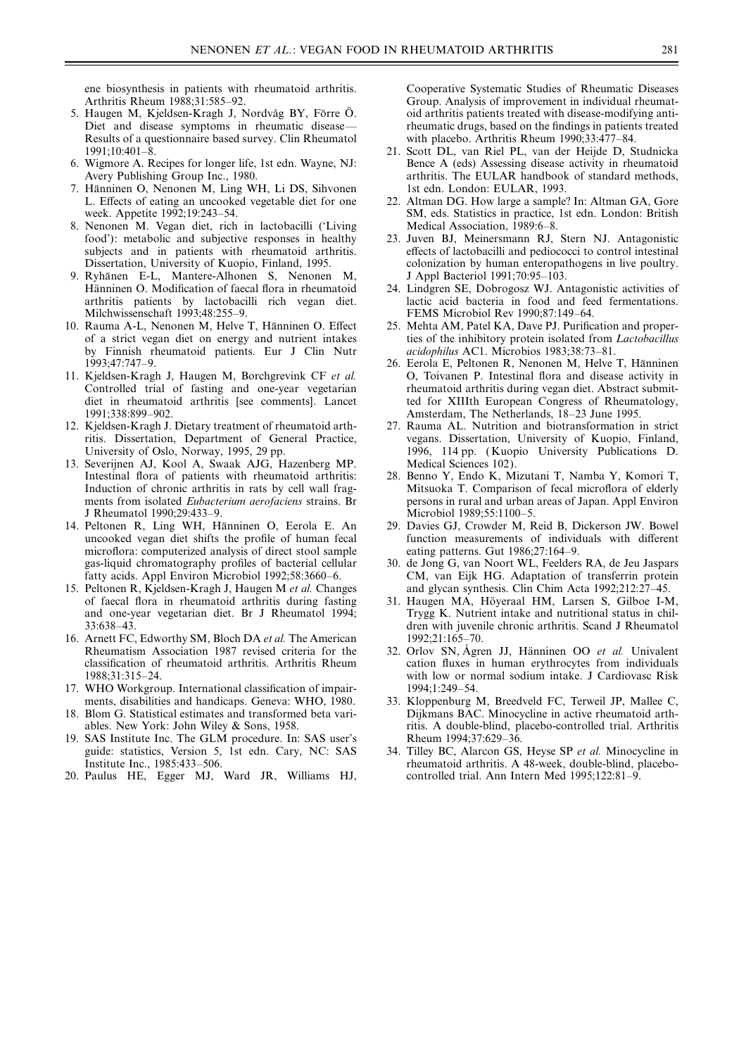ene biosynthesis in patients with rheumatoid arthritis. Arthritis Rheum 1988;31:585–92.

5. Haugen M, Kjeldsen-Kragh J, Nordvåg BY, Förre Ö. Diet and disease symptoms in rheumatic disease—Results of a questionnaire based survey. Clin Rheumatol 1991;10:401–8.
6. Wigmore A. Recipes for longer life, 1st edn. Wayne, NJ: Avery Publishing Group Inc., 1980.
7. Hänninen O, Nenonen M, Ling WH, Li DS, Sihvonen L. Effects of eating an uncooked vegetable diet for one week. Appetite 1992;19:243–54.
8. Nenonen M. Vegan diet, rich in lactobacilli ('Living food'): metabolic and subjective responses in healthy subjects and in patients with rheumatoid arthritis. Dissertation, University of Kuopio, Finland, 1995.
9. Ryhänen E-L, Mantere-Alhonen S, Nenonen M, Hänninen O. Modification of faecal flora in rheumatoid arthritis patients by lactobacilli rich vegan diet. Milchwissenschaft 1993;48:255–9.
10. Rauma A-L, Nenonen M, Helve T, Hänninen O. Effect of a strict vegan diet on energy and nutrient intakes by Finnish rheumatoid patients. Eur J Clin Nutr 1993;47:747–9.
11. Kjeldsen-Kragh J, Haugen M, Borchgrevink CF *et al.* Controlled trial of fasting and one-year vegetarian diet in rheumatoid arthritis [see comments]. Lancet 1991;338:899–902.
12. Kjeldsen-Kragh J. Dietary treatment of rheumatoid arthritis. Dissertation, Department of General Practice, University of Oslo, Norway, 1995, 29 pp.
13. Severijnen AJ, Kool A, Swaak AJG, Hazenberg MP. Intestinal flora of patients with rheumatoid arthritis: Induction of chronic arthritis in rats by cell wall fragments from isolated *Eubacterium aerofaciens* strains. Br J Rheumatol 1990;29:433–9.
14. Peltonen R, Ling WH, Hänninen O, Eerola E. An uncooked vegan diet shifts the profile of human fecal microflora: computerized analysis of direct stool sample gas-liquid chromatography profiles of bacterial cellular fatty acids. Appl Environ Microbiol 1992;58:3660–6.
15. Peltonen R, Kjeldsen-Kragh J, Haugen M *et al.* Changes of faecal flora in rheumatoid arthritis during fasting and one-year vegetarian diet. Br J Rheumatol 1994; 33:638–43.
16. Arnett FC, Edworthy SM, Bloch DA *et al.* The American Rheumatism Association 1987 revised criteria for the classification of rheumatoid arthritis. Arthritis Rheum 1988;31:315–24.
17. WHO Workgroup. International classification of impairments, disabilities and handicaps. Geneva: WHO, 1980.
18. Blom G. Statistical estimates and transformed beta variables. New York: John Wiley & Sons, 1958.
19. SAS Institute Inc. The GLM procedure. In: SAS user's guide: statistics, Version 5, 1st edn. Cary, NC: SAS Institute Inc., 1985:433–506.
20. Paulus HE, Egger MJ, Ward JR, Williams HJ, Cooperative Systematic Studies of Rheumatic Diseases Group. Analysis of improvement in individual rheumatoid arthritis patients treated with disease-modifying antirheumatic drugs, based on the findings in patients treated with placebo. Arthritis Rheum 1990;33:477–84.
21. Scott DL, van Riel PL, van der Heijde D, Studnicka Bence A (eds) Assessing disease activity in rheumatoid arthritis. The EULAR handbook of standard methods, 1st edn. London: EULAR, 1993.
22. Altman DG. How large a sample? In: Altman GA, Gore SM, eds. Statistics in practice, 1st edn. London: British Medical Association, 1989:6–8.
23. Juven BJ, Meinersmann RJ, Stern NJ. Antagonistic effects of lactobacilli and pediococci to control intestinal colonization by human enteropathogens in live poultry. J Appl Bacteriol 1991;70:95–103.
24. Lindgren SE, Dobrogosz WJ. Antagonistic activities of lactic acid bacteria in food and feed fermentations. FEMS Microbiol Rev 1990;87:149–64.
25. Mehta AM, Patel KA, Dave PJ. Purification and properties of the inhibitory protein isolated from *Lactobacillus acidophilus* AC1. Microbios 1983;38:73–81.
26. Eerola E, Peltonen R, Nenonen M, Helve T, Hänninen O, Toivanen P. Intestinal flora and disease activity in rheumatoid arthritis during vegan diet. Abstract submitted for XIIIth European Congress of Rheumatology, Amsterdam, The Netherlands, 18–23 June 1995.
27. Rauma AL. Nutrition and biotransformation in strict vegans. Dissertation, University of Kuopio, Finland, 1996, 114 pp. (Kuopio University Publications D. Medical Sciences 102).
28. Benno Y, Endo K, Mizutani T, Namba Y, Komori T, Mitsuoka T. Comparison of fecal microflora of elderly persons in rural and urban areas of Japan. Appl Environ Microbiol 1989;55:1100–5.
29. Davies GJ, Crowder M, Reid B, Dickerson JW. Bowel function measurements of individuals with different eating patterns. Gut 1986;27:164–9.
30. de Jong G, van Noort WL, Feelders RA, de Jeu Jaspars CM, van Eijk HG. Adaptation of transferrin protein and glycan synthesis. Clin Chim Acta 1992;212:27–45.
31. Haugen MA, Höyeraal HM, Larsen S, Gilboe I-M, Trygg K. Nutrient intake and nutritional status in children with juvenile chronic arthritis. Scand J Rheumatol 1992;21:165–70.
32. Orlov SN, Ågren JJ, Hänninen OO *et al.* Univalent cation fluxes in human erythrocytes from individuals with low or normal sodium intake. J Cardiovasc Risk 1994;1:249–54.
33. Kloppenburg M, Breedveld FC, Terweil JP, Mallee C, Dijkmans BAC. Minocycline in active rheumatoid arthritis. A double-blind, placebo-controlled trial. Arthritis Rheum 1994;37:629–36.
34. Tilley BC, Alarcon GS, Heyse SP *et al.* Minocycline in rheumatoid arthritis. A 48-week, double-blind, placebo-controlled trial. Ann Intern Med 1995;122:81–9.